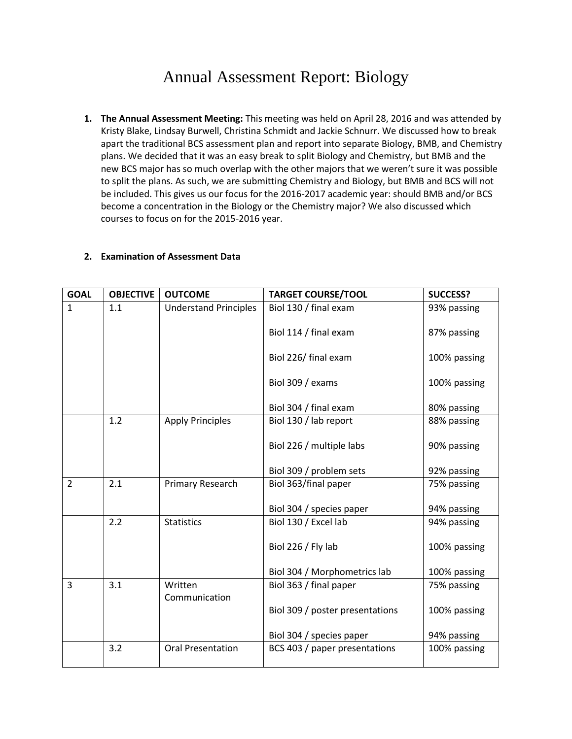# Annual Assessment Report: Biology

1. **The Annual Assessment Meeting:** This meeting was held on April 28, 2016 and was attended by Kristy Blake, Lindsay Burwell, Christina Schmidt and Jackie Schnurr. We discussed how to break apart the traditional BCS assessment plan and report into separate Biology, BMB, and Chemistry plans. We decided that it was an easy break to split Biology and Chemistry, but BMB and the new BCS major has so much overlap with the other majors that we weren't sure it was possible to split the plans. As such, we are submitting Chemistry and Biology, but BMB and BCS will not be included. This gives us our focus for the 2016-2017 academic year: should BMB and/or BCS become a concentration in the Biology or the Chemistry major? We also discussed which courses to focus on for the 2015-2016 year.

2. **Examination of Assessment Data**

| GOAL | OBJECTIVE | OUTCOME | TARGET COURSE/TOOL | SUCCESS? |
|---|---|---|---|---|
| 1 | 1.1 | Understand Principles | Biol 130 / final exam | 93% passing |
| | | | Biol 114 / final exam | 87% passing |
| | | | Biol 226/ final exam | 100% passing |
| | | | Biol 309 / exams | 100% passing |
| | | | Biol 304 / final exam | 80% passing |
| | 1.2 | Apply Principles | Biol 130 / lab report | 88% passing |
| | | | Biol 226 / multiple labs | 90% passing |
| | | | Biol 309 / problem sets | 92% passing |
| 2 | 2.1 | Primary Research | Biol 363/final paper | 75% passing |
| | | | Biol 304 / species paper | 94% passing |
| | 2.2 | Statistics | Biol 130 / Excel lab | 94% passing |
| | | | Biol 226 / Fly lab | 100% passing |
| | | | Biol 304 / Morphometrics lab | 100% passing |
| 3 | 3.1 | Written Communication | Biol 363 / final paper | 75% passing |
| | | | Biol 309 / poster presentations | 100% passing |
| | | | Biol 304 / species paper | 94% passing |
| | 3.2 | Oral Presentation | BCS 403 / paper presentations | 100% passing |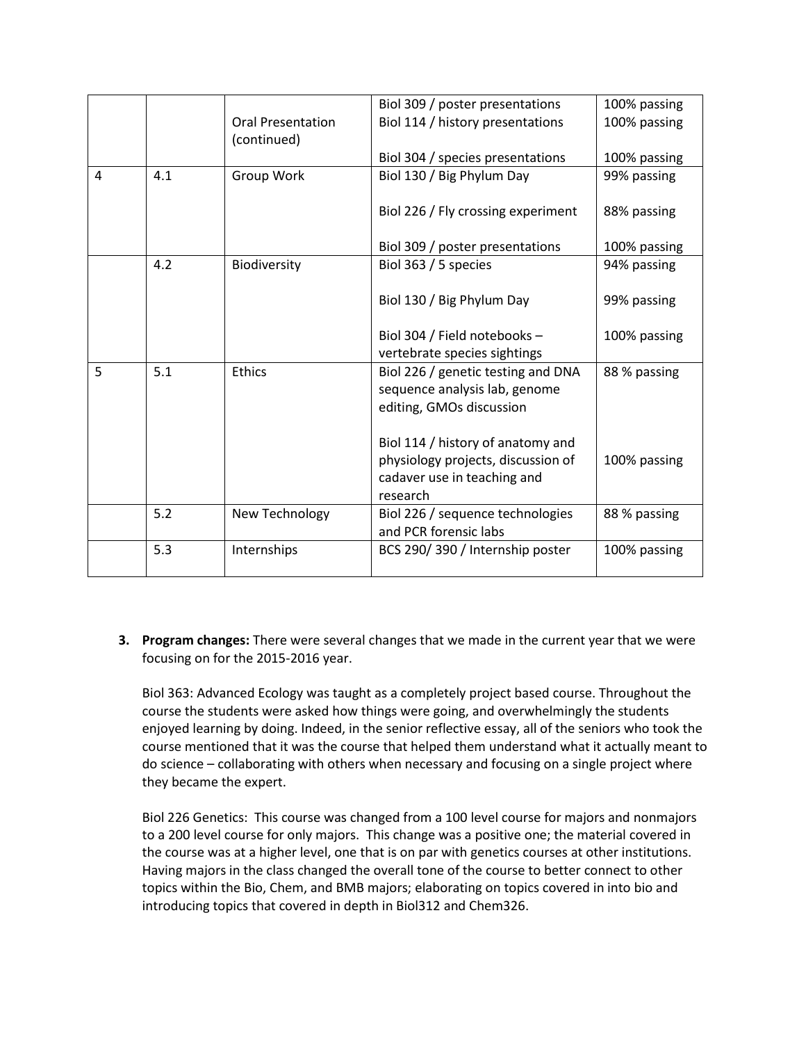| | | | | |
|---|---|---|---|---|
| | | Oral Presentation (continued) | Biol 309 / poster presentations<br>Biol 114 / history presentations<br><br>Biol 304 / species presentations | 100% passing<br>100% passing<br><br>100% passing |
| 4 | 4.1 | Group Work | Biol 130 / Big Phylum Day<br><br>Biol 226 / Fly crossing experiment<br><br>Biol 309 / poster presentations | 99% passing<br><br>88% passing<br><br>100% passing |
| | 4.2 | Biodiversity | Biol 363 / 5 species<br><br>Biol 130 / Big Phylum Day<br><br>Biol 304 / Field notebooks – vertebrate species sightings | 94% passing<br><br>99% passing<br><br>100% passing |
| 5 | 5.1 | Ethics | Biol 226 / genetic testing and DNA sequence analysis lab, genome editing, GMOs discussion<br><br>Biol 114 / history of anatomy and physiology projects, discussion of cadaver use in teaching and research | 88 % passing<br><br><br><br>100% passing |
| | 5.2 | New Technology | Biol 226 / sequence technologies and PCR forensic labs | 88 % passing |
| | 5.3 | Internships | BCS 290/ 390 / Internship poster | 100% passing |

3. **Program changes:** There were several changes that we made in the current year that we were focusing on for the 2015-2016 year.

   Biol 363: Advanced Ecology was taught as a completely project based course. Throughout the course the students were asked how things were going, and overwhelmingly the students enjoyed learning by doing. Indeed, in the senior reflective essay, all of the seniors who took the course mentioned that it was the course that helped them understand what it actually meant to do science – collaborating with others when necessary and focusing on a single project where they became the expert.

   Biol 226 Genetics: This course was changed from a 100 level course for majors and nonmajors to a 200 level course for only majors. This change was a positive one; the material covered in the course was at a higher level, one that is on par with genetics courses at other institutions. Having majors in the class changed the overall tone of the course to better connect to other topics within the Bio, Chem, and BMB majors; elaborating on topics covered in into bio and introducing topics that covered in depth in Biol312 and Chem326.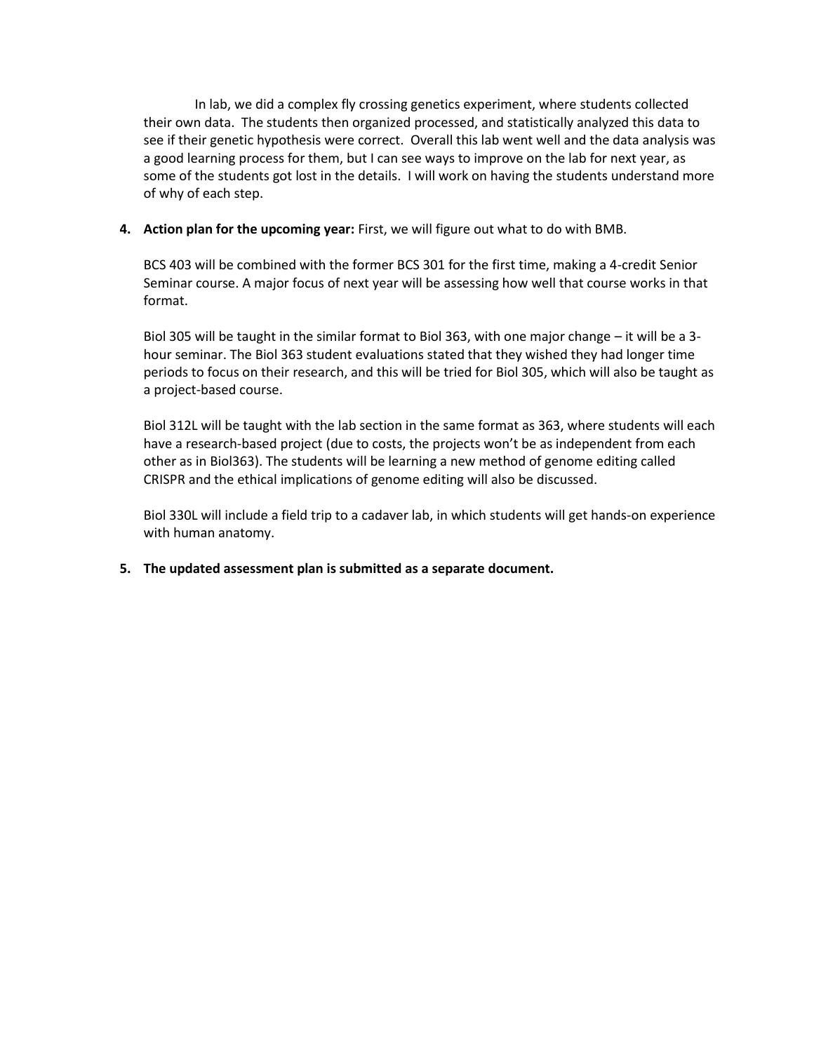In lab, we did a complex fly crossing genetics experiment, where students collected their own data. The students then organized processed, and statistically analyzed this data to see if their genetic hypothesis were correct. Overall this lab went well and the data analysis was a good learning process for them, but I can see ways to improve on the lab for next year, as some of the students got lost in the details. I will work on having the students understand more of why of each step.

4. **Action plan for the upcoming year:** First, we will figure out what to do with BMB.

   BCS 403 will be combined with the former BCS 301 for the first time, making a 4-credit Senior Seminar course. A major focus of next year will be assessing how well that course works in that format.

   Biol 305 will be taught in the similar format to Biol 363, with one major change – it will be a 3-hour seminar. The Biol 363 student evaluations stated that they wished they had longer time periods to focus on their research, and this will be tried for Biol 305, which will also be taught as a project-based course.

   Biol 312L will be taught with the lab section in the same format as 363, where students will each have a research-based project (due to costs, the projects won't be as independent from each other as in Biol363). The students will be learning a new method of genome editing called CRISPR and the ethical implications of genome editing will also be discussed.

   Biol 330L will include a field trip to a cadaver lab, in which students will get hands-on experience with human anatomy.

5. **The updated assessment plan is submitted as a separate document.**